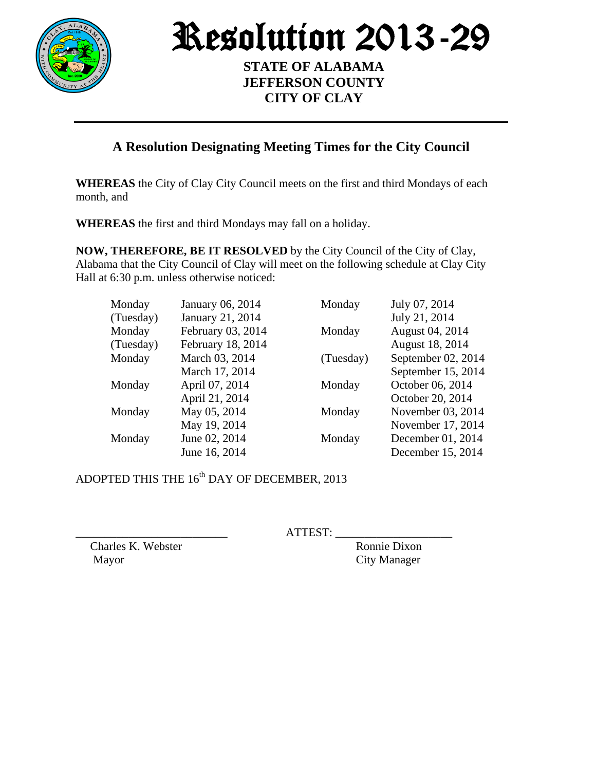# Resolution 2013-29

**STATE OF ALABAMA**
**JEFFERSON COUNTY**
**CITY OF CLAY**

## A Resolution Designating Meeting Times for the City Council

**WHEREAS** the City of Clay City Council meets on the first and third Mondays of each month, and

**WHEREAS** the first and third Mondays may fall on a holiday.

**NOW, THEREFORE, BE IT RESOLVED** by the City Council of the City of Clay, Alabama that the City Council of Clay will meet on the following schedule at Clay City Hall at 6:30 p.m. unless otherwise noticed:

| | | | |
|---|---|---|---|
| Monday | January 06, 2014 | Monday | July 07, 2014 |
| (Tuesday) | January 21, 2014 | | July 21, 2014 |
| Monday | February 03, 2014 | Monday | August 04, 2014 |
| (Tuesday) | February 18, 2014 | | August 18, 2014 |
| Monday | March 03, 2014 | (Tuesday) | September 02, 2014 |
| | March 17, 2014 | | September 15, 2014 |
| Monday | April 07, 2014 | Monday | October 06, 2014 |
| | April 21, 2014 | | October 20, 2014 |
| Monday | May 05, 2014 | Monday | November 03, 2014 |
| | May 19, 2014 | | November 17, 2014 |
| Monday | June 02, 2014 | Monday | December 01, 2014 |
| | June 16, 2014 | | December 15, 2014 |

ADOPTED THIS THE 16th DAY OF DECEMBER, 2013

\_\_\_\_\_\_\_\_\_\_\_\_\_\_\_\_\_\_\_\_\_\_\_\_\_\_ ATTEST: \_\_\_\_\_\_\_\_\_\_\_\_\_\_\_\_\_\_\_\_

Charles K. Webster
Mayor

Ronnie Dixon
City Manager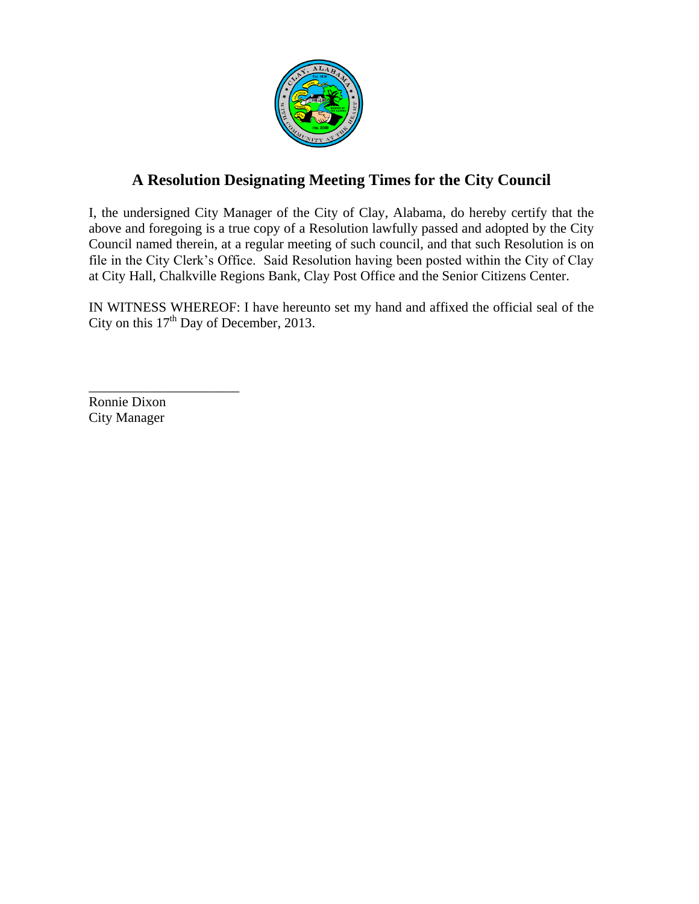## A Resolution Designating Meeting Times for the City Council

I, the undersigned City Manager of the City of Clay, Alabama, do hereby certify that the above and foregoing is a true copy of a Resolution lawfully passed and adopted by the City Council named therein, at a regular meeting of such council, and that such Resolution is on file in the City Clerk's Office. Said Resolution having been posted within the City of Clay at City Hall, Chalkville Regions Bank, Clay Post Office and the Senior Citizens Center.

IN WITNESS WHEREOF: I have hereunto set my hand and affixed the official seal of the City on this 17th Day of December, 2013.

______________________
Ronnie Dixon
City Manager